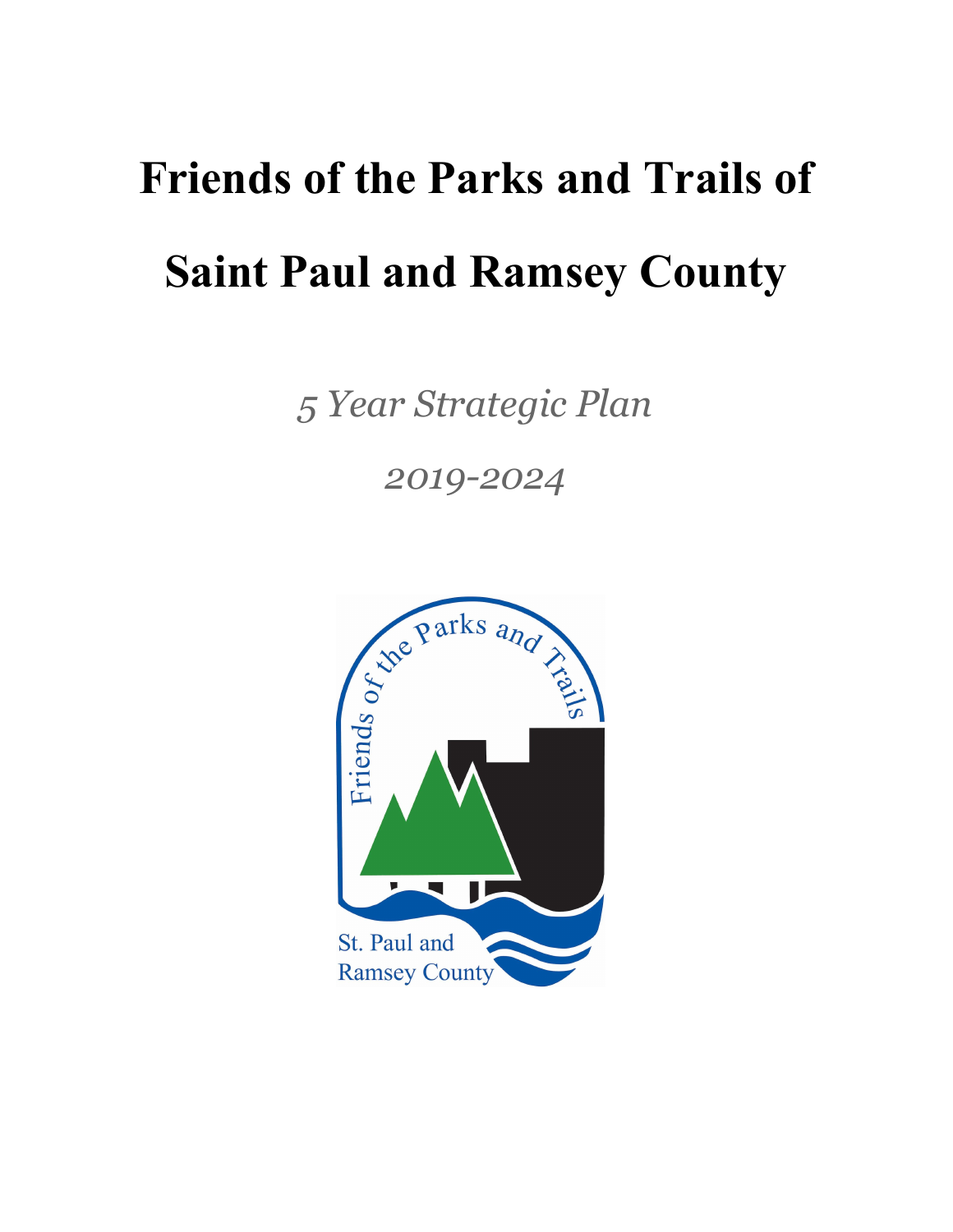# Friends of the Parks and Trails of Saint Paul and Ramsey County

*5 Year Strategic Plan*

*2019-2024*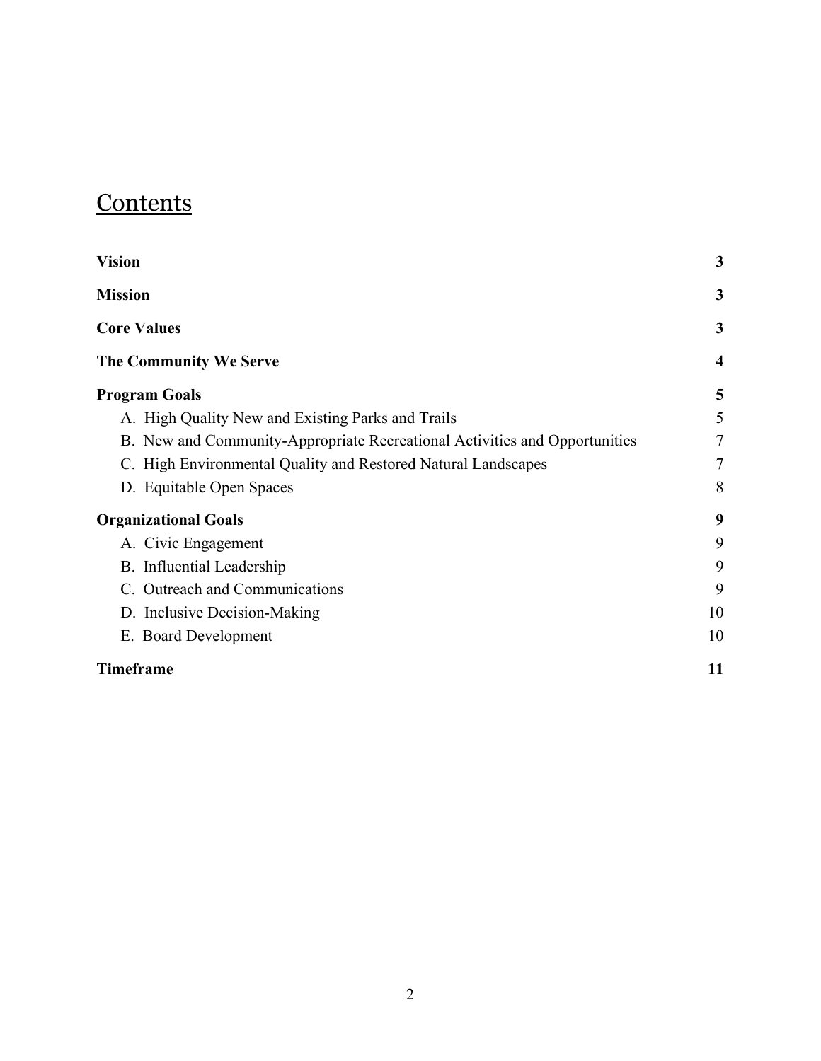# Contents

| | |
|---|---|
| **Vision** | **3** |
| **Mission** | **3** |
| **Core Values** | **3** |
| **The Community We Serve** | **4** |
| **Program Goals** | **5** |
| A. High Quality New and Existing Parks and Trails | 5 |
| B. New and Community-Appropriate Recreational Activities and Opportunities | 7 |
| C. High Environmental Quality and Restored Natural Landscapes | 7 |
| D. Equitable Open Spaces | 8 |
| **Organizational Goals** | **9** |
| A. Civic Engagement | 9 |
| B. Influential Leadership | 9 |
| C. Outreach and Communications | 9 |
| D. Inclusive Decision-Making | 10 |
| E. Board Development | 10 |
| **Timeframe** | **11** |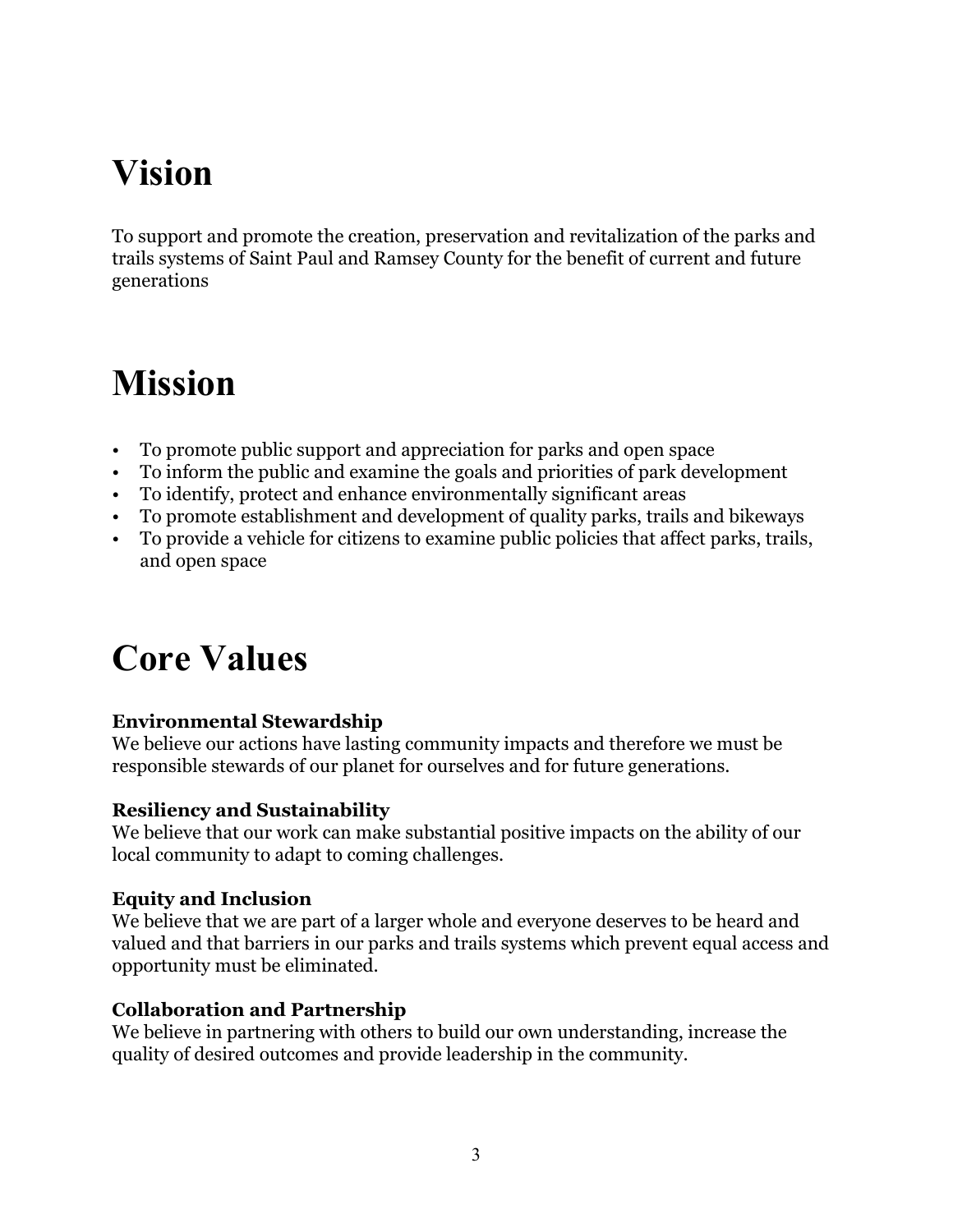# Vision

To support and promote the creation, preservation and revitalization of the parks and trails systems of Saint Paul and Ramsey County for the benefit of current and future generations

# Mission

- To promote public support and appreciation for parks and open space
- To inform the public and examine the goals and priorities of park development
- To identify, protect and enhance environmentally significant areas
- To promote establishment and development of quality parks, trails and bikeways
- To provide a vehicle for citizens to examine public policies that affect parks, trails, and open space

# Core Values

**Environmental Stewardship**
We believe our actions have lasting community impacts and therefore we must be responsible stewards of our planet for ourselves and for future generations.

**Resiliency and Sustainability**
We believe that our work can make substantial positive impacts on the ability of our local community to adapt to coming challenges.

**Equity and Inclusion**
We believe that we are part of a larger whole and everyone deserves to be heard and valued and that barriers in our parks and trails systems which prevent equal access and opportunity must be eliminated.

**Collaboration and Partnership**
We believe in partnering with others to build our own understanding, increase the quality of desired outcomes and provide leadership in the community.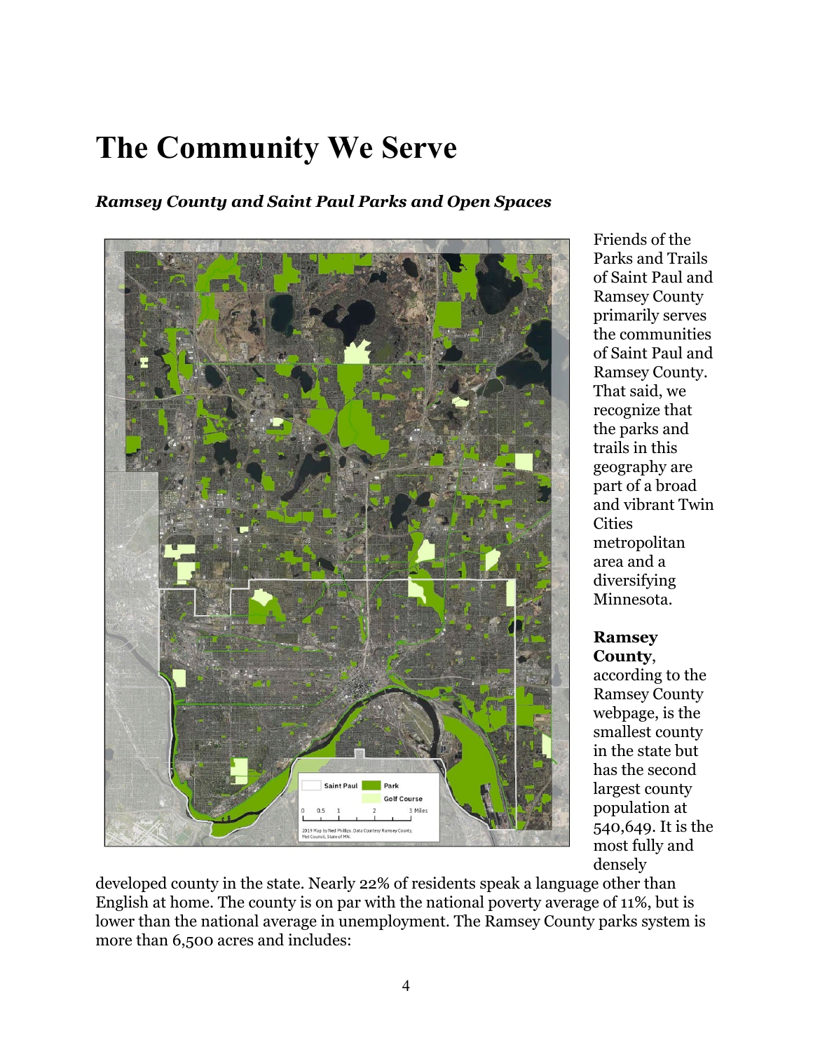# The Community We Serve

***Ramsey County and Saint Paul Parks and Open Spaces***

Friends of the Parks and Trails of Saint Paul and Ramsey County primarily serves the communities of Saint Paul and Ramsey County. That said, we recognize that the parks and trails in this geography are part of a broad and vibrant Twin Cities metropolitan area and a diversifying Minnesota.

**Ramsey County**, according to the Ramsey County webpage, is the smallest county in the state but has the second largest county population at 540,649. It is the most fully and densely developed county in the state. Nearly 22% of residents speak a language other than English at home. The county is on par with the national poverty average of 11%, but is lower than the national average in unemployment. The Ramsey County parks system is more than 6,500 acres and includes: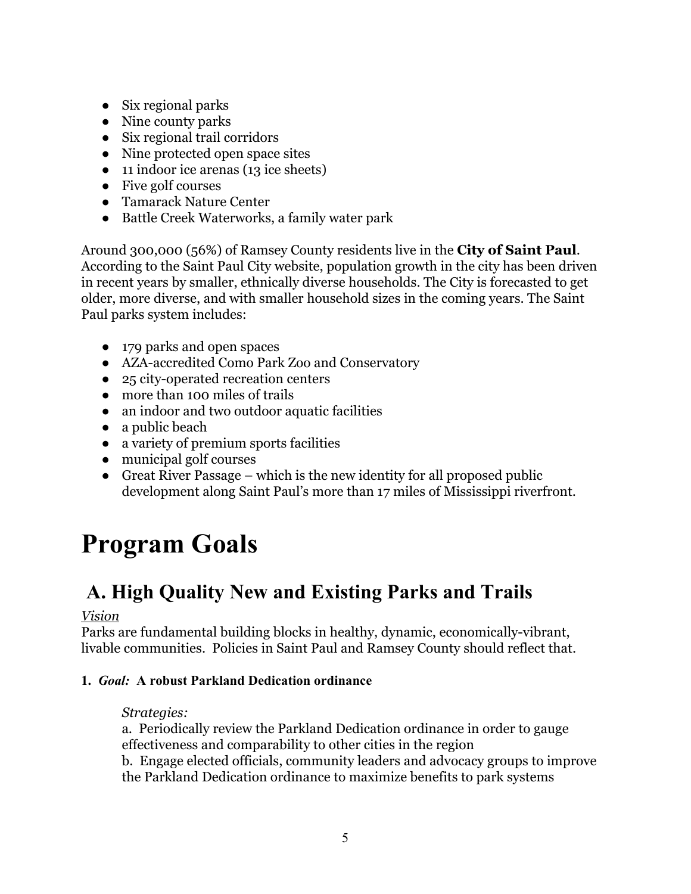- Six regional parks
- Nine county parks
- Six regional trail corridors
- Nine protected open space sites
- 11 indoor ice arenas (13 ice sheets)
- Five golf courses
- Tamarack Nature Center
- Battle Creek Waterworks, a family water park

Around 300,000 (56%) of Ramsey County residents live in the **City of Saint Paul**. According to the Saint Paul City website, population growth in the city has been driven in recent years by smaller, ethnically diverse households. The City is forecasted to get older, more diverse, and with smaller household sizes in the coming years. The Saint Paul parks system includes:

- 179 parks and open spaces
- AZA-accredited Como Park Zoo and Conservatory
- 25 city-operated recreation centers
- more than 100 miles of trails
- an indoor and two outdoor aquatic facilities
- a public beach
- a variety of premium sports facilities
- municipal golf courses
- Great River Passage – which is the new identity for all proposed public development along Saint Paul's more than 17 miles of Mississippi riverfront.

# Program Goals

## A. High Quality New and Existing Parks and Trails

*Vision*

Parks are fundamental building blocks in healthy, dynamic, economically-vibrant, livable communities. Policies in Saint Paul and Ramsey County should reflect that.

**1. *Goal:* A robust Parkland Dedication ordinance**

*Strategies:*

a. Periodically review the Parkland Dedication ordinance in order to gauge effectiveness and comparability to other cities in the region

b. Engage elected officials, community leaders and advocacy groups to improve the Parkland Dedication ordinance to maximize benefits to park systems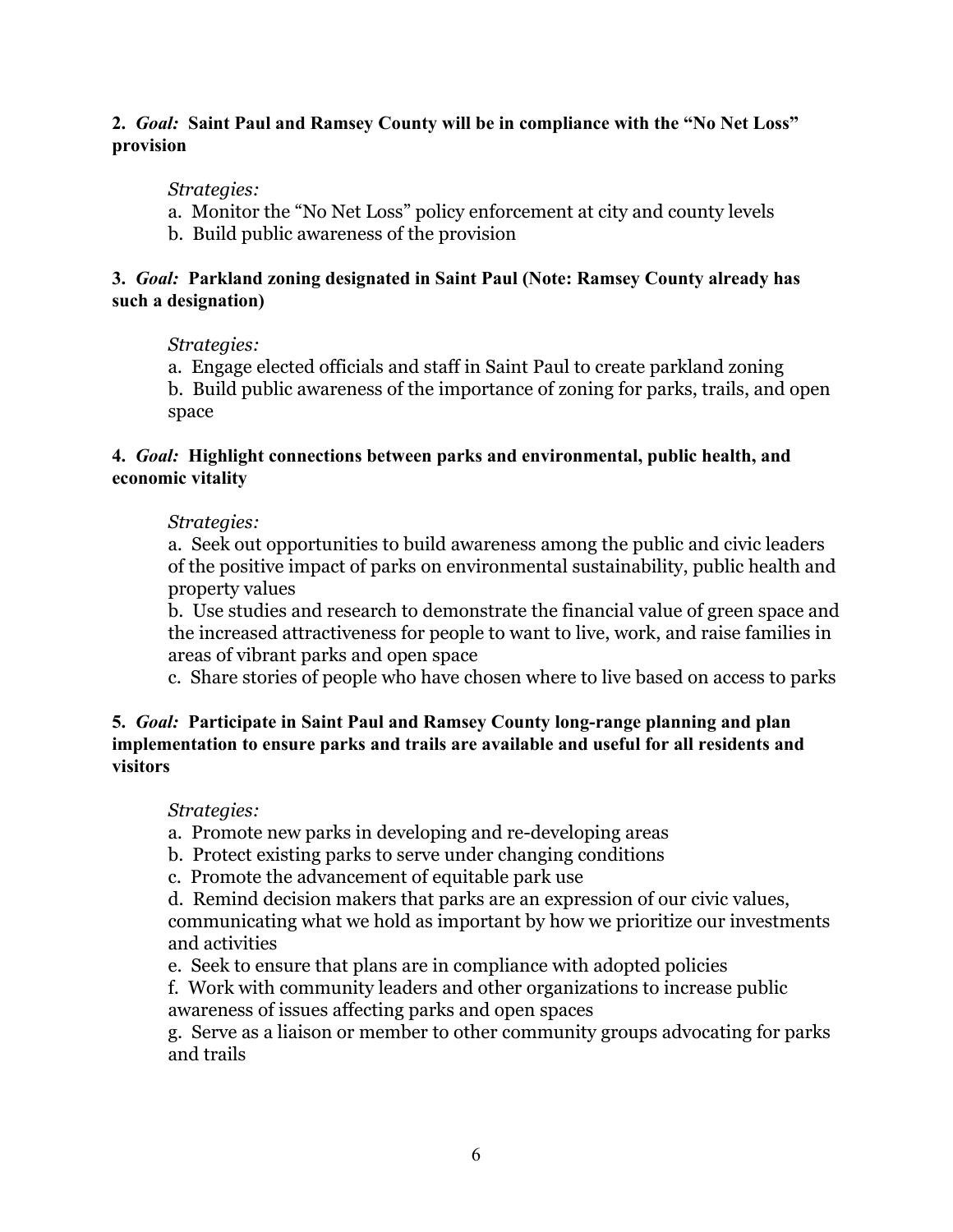**2.** ***Goal:*** **Saint Paul and Ramsey County will be in compliance with the "No Net Loss" provision**

*Strategies:*

a. Monitor the "No Net Loss" policy enforcement at city and county levels
b. Build public awareness of the provision

**3.** ***Goal:*** **Parkland zoning designated in Saint Paul (Note: Ramsey County already has such a designation)**

*Strategies:*

a. Engage elected officials and staff in Saint Paul to create parkland zoning
b. Build public awareness of the importance of zoning for parks, trails, and open space

**4.** ***Goal:*** **Highlight connections between parks and environmental, public health, and economic vitality**

*Strategies:*

a. Seek out opportunities to build awareness among the public and civic leaders of the positive impact of parks on environmental sustainability, public health and property values
b. Use studies and research to demonstrate the financial value of green space and the increased attractiveness for people to want to live, work, and raise families in areas of vibrant parks and open space
c. Share stories of people who have chosen where to live based on access to parks

**5.** ***Goal:*** **Participate in Saint Paul and Ramsey County long-range planning and plan implementation to ensure parks and trails are available and useful for all residents and visitors**

*Strategies:*

a. Promote new parks in developing and re-developing areas
b. Protect existing parks to serve under changing conditions
c. Promote the advancement of equitable park use
d. Remind decision makers that parks are an expression of our civic values, communicating what we hold as important by how we prioritize our investments and activities
e. Seek to ensure that plans are in compliance with adopted policies
f. Work with community leaders and other organizations to increase public awareness of issues affecting parks and open spaces
g. Serve as a liaison or member to other community groups advocating for parks and trails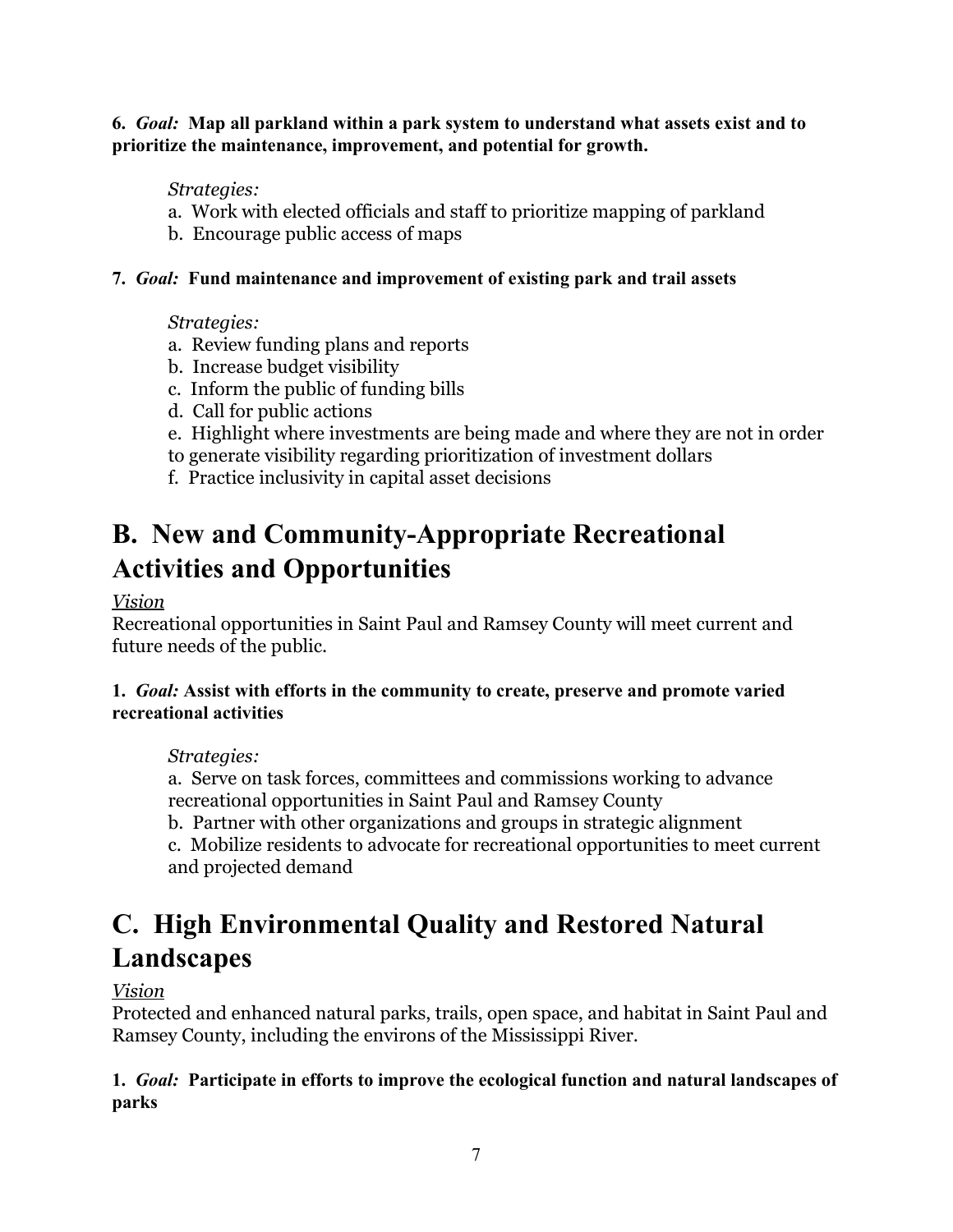**6.** ***Goal:*** **Map all parkland within a park system to understand what assets exist and to prioritize the maintenance, improvement, and potential for growth.**

*Strategies:*

a. Work with elected officials and staff to prioritize mapping of parkland
b. Encourage public access of maps

**7.** ***Goal:*** **Fund maintenance and improvement of existing park and trail assets**

*Strategies:*

a. Review funding plans and reports
b. Increase budget visibility
c. Inform the public of funding bills
d. Call for public actions
e. Highlight where investments are being made and where they are not in order to generate visibility regarding prioritization of investment dollars
f. Practice inclusivity in capital asset decisions

# B. New and Community-Appropriate Recreational Activities and Opportunities

Vision

Recreational opportunities in Saint Paul and Ramsey County will meet current and future needs of the public.

**1.** ***Goal:*** **Assist with efforts in the community to create, preserve and promote varied recreational activities**

*Strategies:*

a. Serve on task forces, committees and commissions working to advance recreational opportunities in Saint Paul and Ramsey County
b. Partner with other organizations and groups in strategic alignment
c. Mobilize residents to advocate for recreational opportunities to meet current and projected demand

# C. High Environmental Quality and Restored Natural Landscapes

Vision

Protected and enhanced natural parks, trails, open space, and habitat in Saint Paul and Ramsey County, including the environs of the Mississippi River.

**1.** ***Goal:*** **Participate in efforts to improve the ecological function and natural landscapes of parks**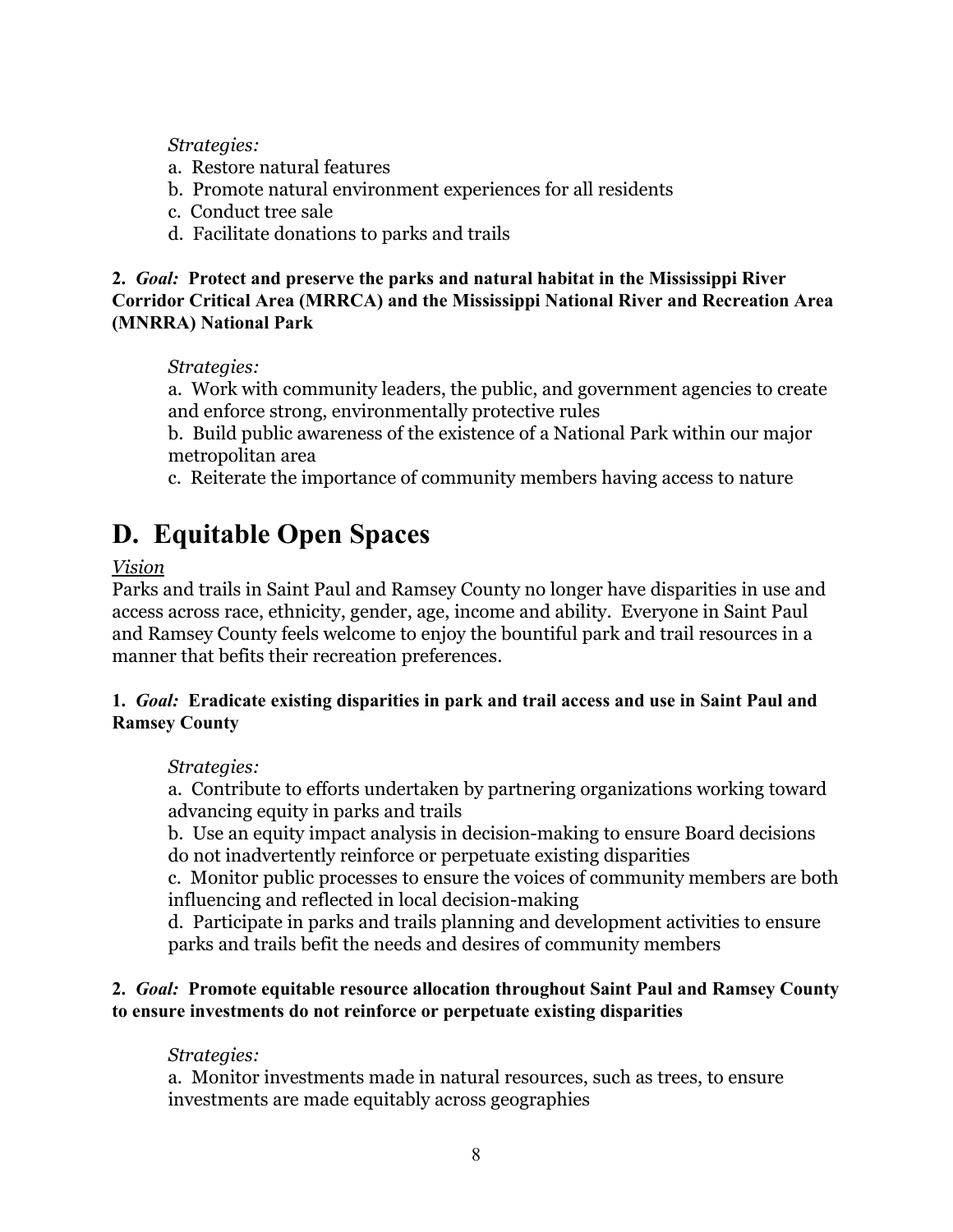*Strategies:*

a. Restore natural features
b. Promote natural environment experiences for all residents
c. Conduct tree sale
d. Facilitate donations to parks and trails

**2.** ***Goal:*** **Protect and preserve the parks and natural habitat in the Mississippi River Corridor Critical Area (MRRCA) and the Mississippi National River and Recreation Area (MNRRA) National Park**

*Strategies:*

a. Work with community leaders, the public, and government agencies to create and enforce strong, environmentally protective rules
b. Build public awareness of the existence of a National Park within our major metropolitan area
c. Reiterate the importance of community members having access to nature

# D. Equitable Open Spaces

*Vision*

Parks and trails in Saint Paul and Ramsey County no longer have disparities in use and access across race, ethnicity, gender, age, income and ability. Everyone in Saint Paul and Ramsey County feels welcome to enjoy the bountiful park and trail resources in a manner that befits their recreation preferences.

**1.** ***Goal:*** **Eradicate existing disparities in park and trail access and use in Saint Paul and Ramsey County**

*Strategies:*

a. Contribute to efforts undertaken by partnering organizations working toward advancing equity in parks and trails
b. Use an equity impact analysis in decision-making to ensure Board decisions do not inadvertently reinforce or perpetuate existing disparities
c. Monitor public processes to ensure the voices of community members are both influencing and reflected in local decision-making
d. Participate in parks and trails planning and development activities to ensure parks and trails befit the needs and desires of community members

**2.** ***Goal:*** **Promote equitable resource allocation throughout Saint Paul and Ramsey County to ensure investments do not reinforce or perpetuate existing disparities**

*Strategies:*

a. Monitor investments made in natural resources, such as trees, to ensure investments are made equitably across geographies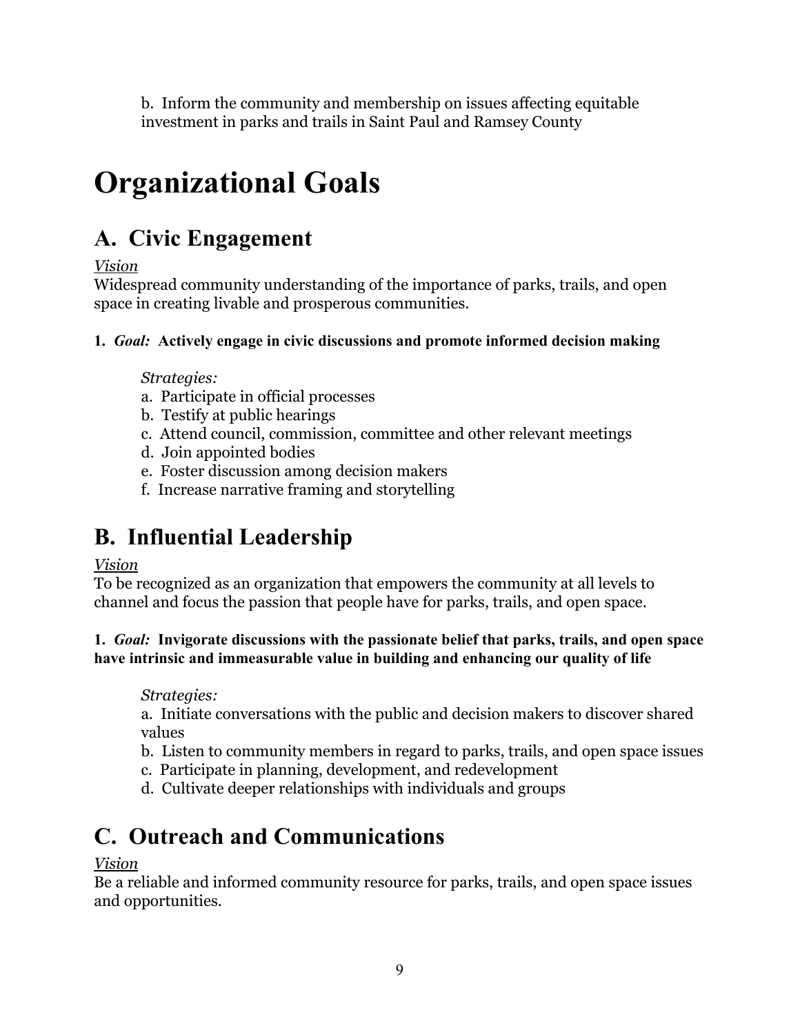b.  Inform the community and membership on issues affecting equitable investment in parks and trails in Saint Paul and Ramsey County

# Organizational Goals

## A.  Civic Engagement

*Vision*
Widespread community understanding of the importance of parks, trails, and open space in creating livable and prosperous communities.

**1.  *Goal:*  Actively engage in civic discussions and promote informed decision making**

*Strategies:*
a.  Participate in official processes
b.  Testify at public hearings
c.  Attend council, commission, committee and other relevant meetings
d.  Join appointed bodies
e.  Foster discussion among decision makers
f.  Increase narrative framing and storytelling

## B.  Influential Leadership

*Vision*
To be recognized as an organization that empowers the community at all levels to channel and focus the passion that people have for parks, trails, and open space.

**1.  *Goal:*  Invigorate discussions with the passionate belief that parks, trails, and open space have intrinsic and immeasurable value in building and enhancing our quality of life**

*Strategies:*
a.  Initiate conversations with the public and decision makers to discover shared values
b.  Listen to community members in regard to parks, trails, and open space issues
c.  Participate in planning, development, and redevelopment
d.  Cultivate deeper relationships with individuals and groups

## C.  Outreach and Communications

*Vision*
Be a reliable and informed community resource for parks, trails, and open space issues and opportunities.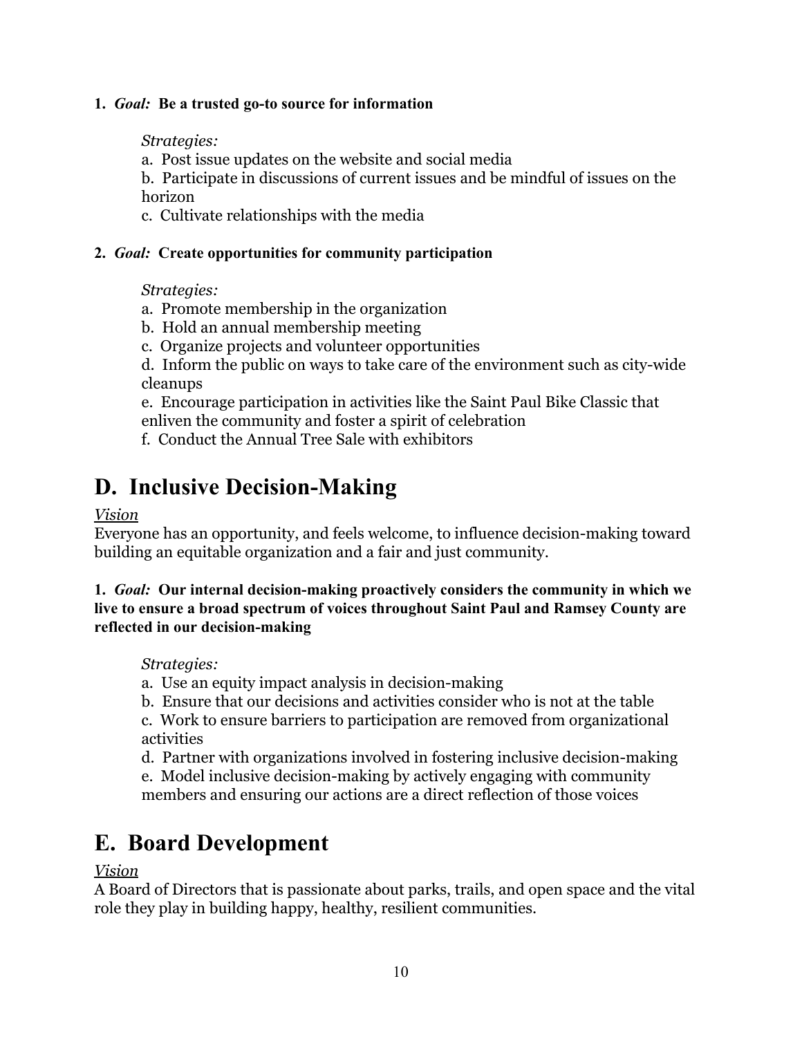**1.** ***Goal:*** **Be a trusted go-to source for information**

*Strategies:*

a. Post issue updates on the website and social media

b. Participate in discussions of current issues and be mindful of issues on the horizon

c. Cultivate relationships with the media

**2.** ***Goal:*** **Create opportunities for community participation**

*Strategies:*

a. Promote membership in the organization

b. Hold an annual membership meeting

c. Organize projects and volunteer opportunities

d. Inform the public on ways to take care of the environment such as city-wide cleanups

e. Encourage participation in activities like the Saint Paul Bike Classic that enliven the community and foster a spirit of celebration

f. Conduct the Annual Tree Sale with exhibitors

# D. Inclusive Decision-Making

*Vision*

Everyone has an opportunity, and feels welcome, to influence decision-making toward building an equitable organization and a fair and just community.

**1.** ***Goal:*** **Our internal decision-making proactively considers the community in which we live to ensure a broad spectrum of voices throughout Saint Paul and Ramsey County are reflected in our decision-making**

*Strategies:*

a. Use an equity impact analysis in decision-making

b. Ensure that our decisions and activities consider who is not at the table

c. Work to ensure barriers to participation are removed from organizational activities

d. Partner with organizations involved in fostering inclusive decision-making

e. Model inclusive decision-making by actively engaging with community members and ensuring our actions are a direct reflection of those voices

# E. Board Development

*Vision*

A Board of Directors that is passionate about parks, trails, and open space and the vital role they play in building happy, healthy, resilient communities.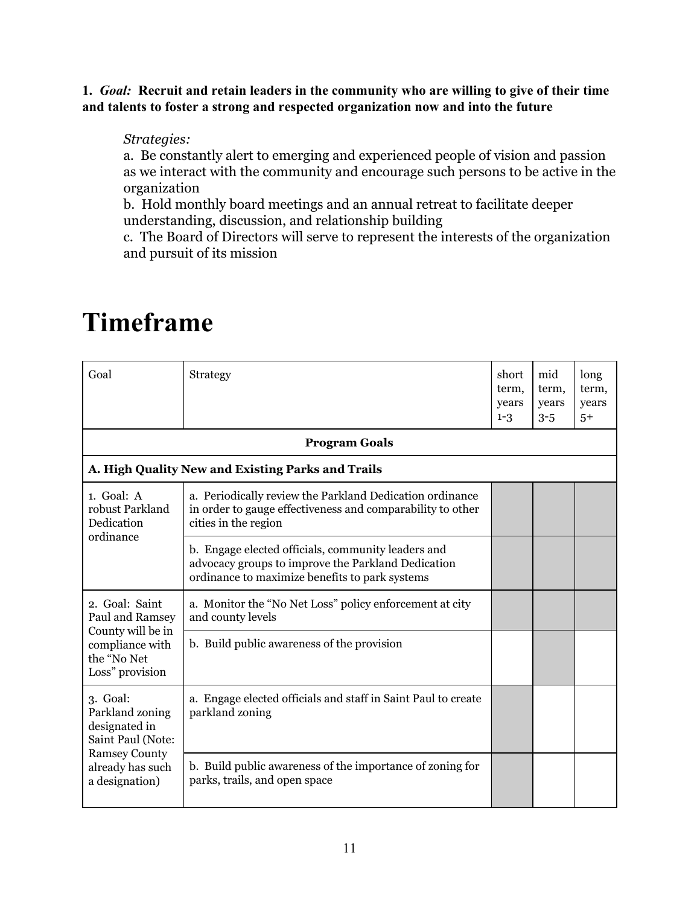1. ***Goal:*** **Recruit and retain leaders in the community who are willing to give of their time and talents to foster a strong and respected organization now and into the future**

*Strategies:*

a. Be constantly alert to emerging and experienced people of vision and passion as we interact with the community and encourage such persons to be active in the organization

b. Hold monthly board meetings and an annual retreat to facilitate deeper understanding, discussion, and relationship building

c. The Board of Directors will serve to represent the interests of the organization and pursuit of its mission

# Timeframe

| Goal | Strategy | short term, years 1-3 | mid term, years 3-5 | long term, years 5+ |
|---|---|---|---|---|
| **Program Goals** | | | | |
| **A. High Quality New and Existing Parks and Trails** | | | | |
| 1. Goal: A robust Parkland Dedication ordinance | a. Periodically review the Parkland Dedication ordinance in order to gauge effectiveness and comparability to other cities in the region | | | |
| | b. Engage elected officials, community leaders and advocacy groups to improve the Parkland Dedication ordinance to maximize benefits to park systems | | | |
| 2. Goal: Saint Paul and Ramsey County will be in compliance with the "No Net Loss" provision | a. Monitor the "No Net Loss" policy enforcement at city and county levels | | | |
| | b. Build public awareness of the provision | | | |
| 3. Goal: Parkland zoning designated in Saint Paul (Note: Ramsey County already has such a designation) | a. Engage elected officials and staff in Saint Paul to create parkland zoning | | | |
| | b. Build public awareness of the importance of zoning for parks, trails, and open space | | | |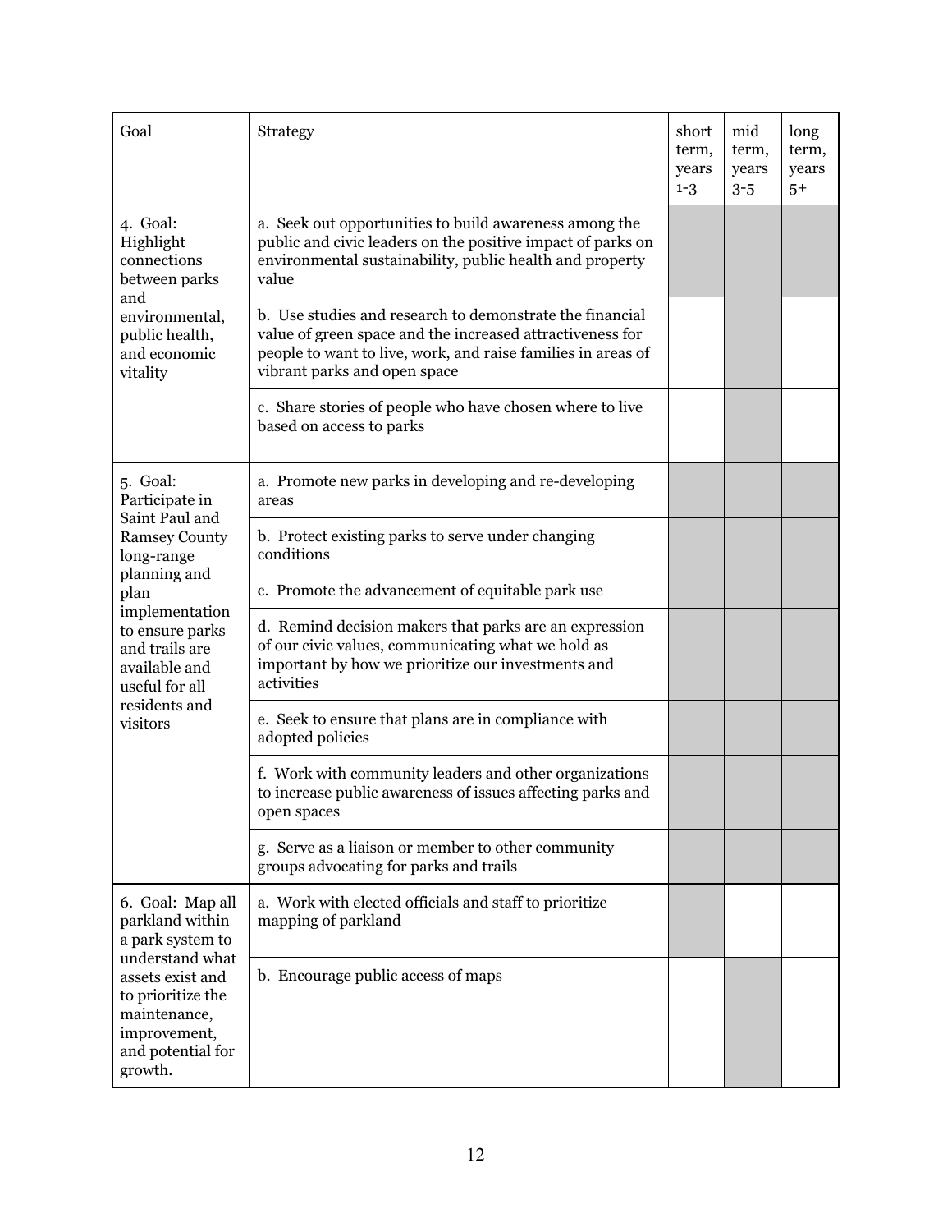| Goal | Strategy | short term, years 1-3 | mid term, years 3-5 | long term, years 5+ |
|---|---|---|---|---|
| 4. Goal: Highlight connections between parks and environmental, public health, and economic vitality | a. Seek out opportunities to build awareness among the public and civic leaders on the positive impact of parks on environmental sustainability, public health and property value | ■ | ■ | ■ |
| | b. Use studies and research to demonstrate the financial value of green space and the increased attractiveness for people to want to live, work, and raise families in areas of vibrant parks and open space | | ■ | |
| | c. Share stories of people who have chosen where to live based on access to parks | | ■ | |
| 5. Goal: Participate in Saint Paul and Ramsey County long-range planning and plan implementation to ensure parks and trails are available and useful for all residents and visitors | a. Promote new parks in developing and re-developing areas | ■ | ■ | ■ |
| | b. Protect existing parks to serve under changing conditions | ■ | ■ | ■ |
| | c. Promote the advancement of equitable park use | ■ | ■ | ■ |
| | d. Remind decision makers that parks are an expression of our civic values, communicating what we hold as important by how we prioritize our investments and activities | ■ | ■ | ■ |
| | e. Seek to ensure that plans are in compliance with adopted policies | ■ | ■ | ■ |
| | f. Work with community leaders and other organizations to increase public awareness of issues affecting parks and open spaces | ■ | ■ | ■ |
| | g. Serve as a liaison or member to other community groups advocating for parks and trails | ■ | ■ | ■ |
| 6. Goal: Map all parkland within a park system to understand what assets exist and to prioritize the maintenance, improvement, and potential for growth. | a. Work with elected officials and staff to prioritize mapping of parkland | ■ | | |
| | b. Encourage public access of maps | | ■ | |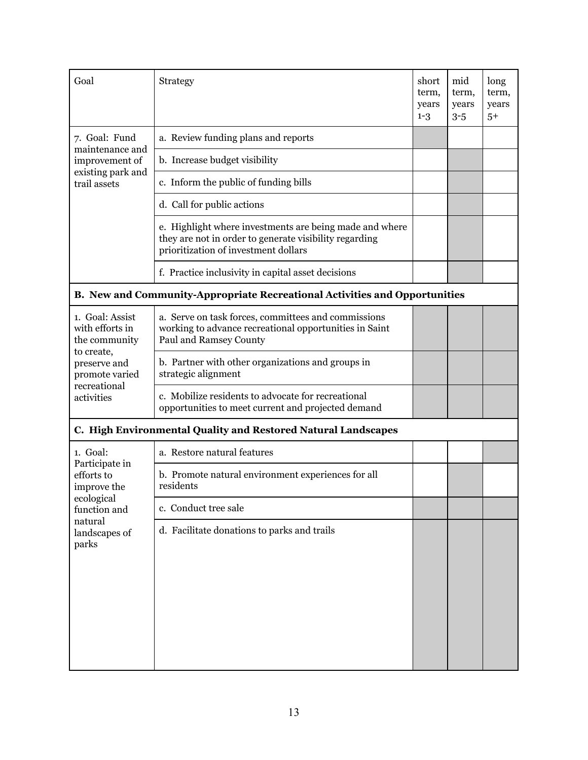| Goal | Strategy | short term, years 1-3 | mid term, years 3-5 | long term, years 5+ |
|---|---|---|---|---|
| 7. Goal: Fund maintenance and improvement of existing park and trail assets | a. Review funding plans and reports | X | | |
| | b. Increase budget visibility | | X | |
| | c. Inform the public of funding bills | | X | |
| | d. Call for public actions | | X | |
| | e. Highlight where investments are being made and where they are not in order to generate visibility regarding prioritization of investment dollars | | X | |
| | f. Practice inclusivity in capital asset decisions | | X | |
| **B. New and Community-Appropriate Recreational Activities and Opportunities** | | | | |
| 1. Goal: Assist with efforts in the community to create, preserve and promote varied recreational activities | a. Serve on task forces, committees and commissions working to advance recreational opportunities in Saint Paul and Ramsey County | X | X | X |
| | b. Partner with other organizations and groups in strategic alignment | X | X | X |
| | c. Mobilize residents to advocate for recreational opportunities to meet current and projected demand | X | X | X |
| **C. High Environmental Quality and Restored Natural Landscapes** | | | | |
| 1. Goal: Participate in efforts to improve the ecological function and natural landscapes of parks | a. Restore natural features | | | X |
| | b. Promote natural environment experiences for all residents | | X | |
| | c. Conduct tree sale | X | X | X |
| | d. Facilitate donations to parks and trails | X | X | X |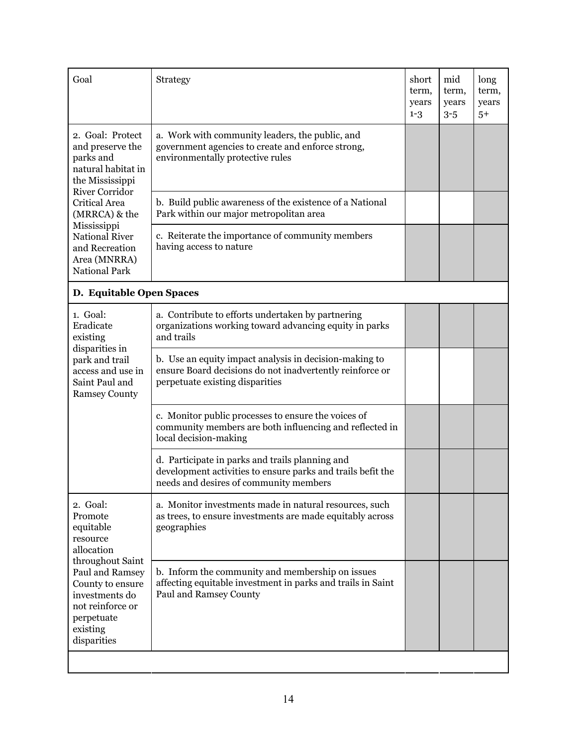| Goal | Strategy | short term, years 1-3 | mid term, years 3-5 | long term, years 5+ |
| --- | --- | --- | --- | --- |
| 2. Goal: Protect and preserve the parks and natural habitat in the Mississippi River Corridor Critical Area (MRRCA) & the Mississippi National River and Recreation Area (MNRRA) National Park | a. Work with community leaders, the public, and government agencies to create and enforce strong, environmentally protective rules | | | |
| | b. Build public awareness of the existence of a National Park within our major metropolitan area | | | |
| | c. Reiterate the importance of community members having access to nature | | | |
| **D. Equitable Open Spaces** | | | | |
| 1. Goal: Eradicate existing disparities in park and trail access and use in Saint Paul and Ramsey County | a. Contribute to efforts undertaken by partnering organizations working toward advancing equity in parks and trails | | | |
| | b. Use an equity impact analysis in decision-making to ensure Board decisions do not inadvertently reinforce or perpetuate existing disparities | | | |
| | c. Monitor public processes to ensure the voices of community members are both influencing and reflected in local decision-making | | | |
| | d. Participate in parks and trails planning and development activities to ensure parks and trails befit the needs and desires of community members | | | |
| 2. Goal: Promote equitable resource allocation throughout Saint Paul and Ramsey County to ensure investments do not reinforce or perpetuate existing disparities | a. Monitor investments made in natural resources, such as trees, to ensure investments are made equitably across geographies | | | |
| | b. Inform the community and membership on issues affecting equitable investment in parks and trails in Saint Paul and Ramsey County | | | |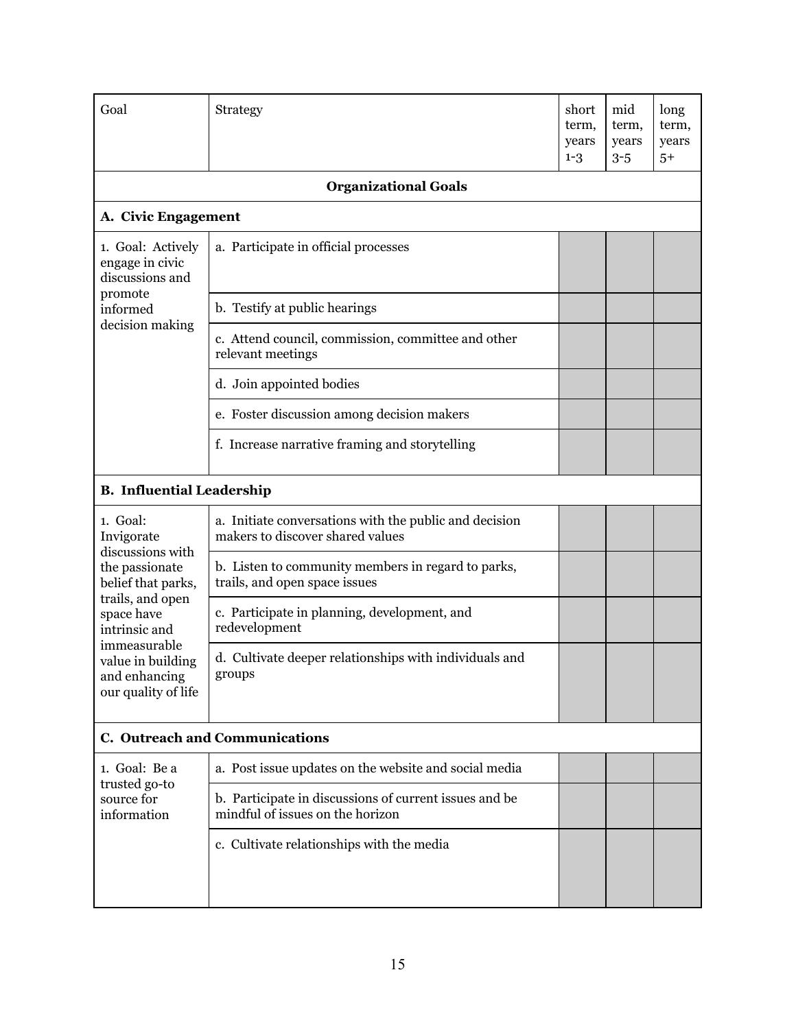| Goal | Strategy | short term, years 1-3 | mid term, years 3-5 | long term, years 5+ |
|---|---|---|---|---|
| **Organizational Goals** | | | | |
| **A. Civic Engagement** | | | | |
| 1. Goal: Actively engage in civic discussions and promote informed decision making | a. Participate in official processes | | | |
| | b. Testify at public hearings | | | |
| | c. Attend council, commission, committee and other relevant meetings | | | |
| | d. Join appointed bodies | | | |
| | e. Foster discussion among decision makers | | | |
| | f. Increase narrative framing and storytelling | | | |
| **B. Influential Leadership** | | | | |
| 1. Goal: Invigorate discussions with the passionate belief that parks, trails, and open space have intrinsic and immeasurable value in building and enhancing our quality of life | a. Initiate conversations with the public and decision makers to discover shared values | | | |
| | b. Listen to community members in regard to parks, trails, and open space issues | | | |
| | c. Participate in planning, development, and redevelopment | | | |
| | d. Cultivate deeper relationships with individuals and groups | | | |
| **C. Outreach and Communications** | | | | |
| 1. Goal: Be a trusted go-to source for information | a. Post issue updates on the website and social media | | | |
| | b. Participate in discussions of current issues and be mindful of issues on the horizon | | | |
| | c. Cultivate relationships with the media | | | |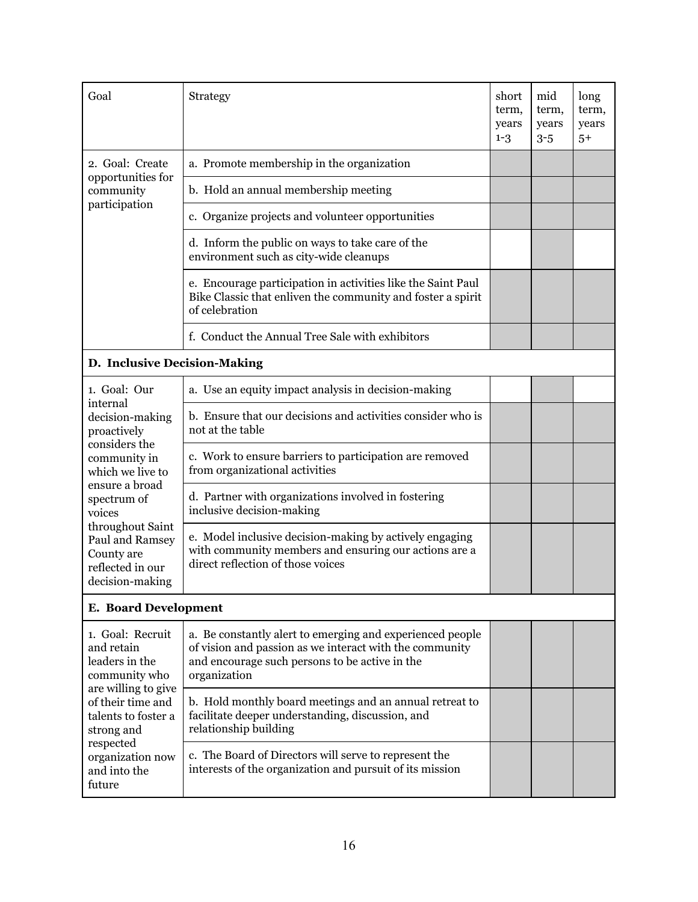| Goal | Strategy | short term, years 1-3 | mid term, years 3-5 | long term, years 5+ |
|---|---|---|---|---|
| 2. Goal: Create opportunities for community participation | a. Promote membership in the organization | ■ | ■ | ■ |
| | b. Hold an annual membership meeting | ■ | ■ | ■ |
| | c. Organize projects and volunteer opportunities | ■ | ■ | ■ |
| | d. Inform the public on ways to take care of the environment such as city-wide cleanups | | ■ | |
| | e. Encourage participation in activities like the Saint Paul Bike Classic that enliven the community and foster a spirit of celebration | ■ | ■ | ■ |
| | f. Conduct the Annual Tree Sale with exhibitors | ■ | ■ | ■ |
| **D. Inclusive Decision-Making** | | | | |
| 1. Goal: Our internal decision-making proactively considers the community in which we live to ensure a broad spectrum of voices throughout Saint Paul and Ramsey County are reflected in our decision-making | a. Use an equity impact analysis in decision-making | | ■ | |
| | b. Ensure that our decisions and activities consider who is not at the table | ■ | ■ | ■ |
| | c. Work to ensure barriers to participation are removed from organizational activities | ■ | ■ | ■ |
| | d. Partner with organizations involved in fostering inclusive decision-making | ■ | ■ | ■ |
| | e. Model inclusive decision-making by actively engaging with community members and ensuring our actions are a direct reflection of those voices | ■ | ■ | ■ |
| **E. Board Development** | | | | |
| 1. Goal: Recruit and retain leaders in the community who are willing to give of their time and talents to foster a strong and respected organization now and into the future | a. Be constantly alert to emerging and experienced people of vision and passion as we interact with the community and encourage such persons to be active in the organization | ■ | ■ | ■ |
| | b. Hold monthly board meetings and an annual retreat to facilitate deeper understanding, discussion, and relationship building | ■ | ■ | ■ |
| | c. The Board of Directors will serve to represent the interests of the organization and pursuit of its mission | ■ | ■ | ■ |